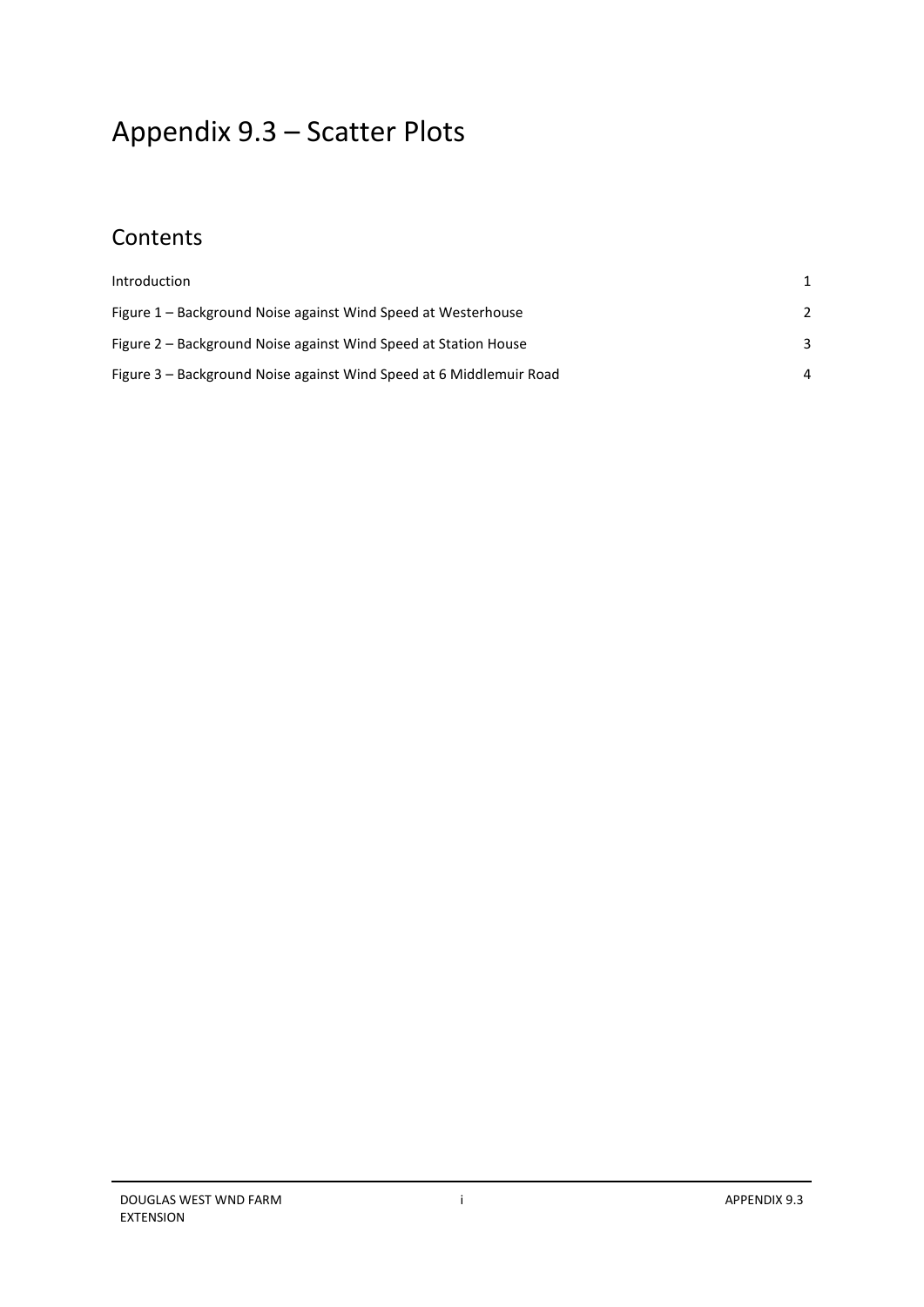# Appendix 9.3 – Scatter Plots

## Contents

| | |
|---|---|
| Introduction | 1 |
| Figure 1 – Background Noise against Wind Speed at Westerhouse | 2 |
| Figure 2 – Background Noise against Wind Speed at Station House | 3 |
| Figure 3 – Background Noise against Wind Speed at 6 Middlemuir Road | 4 |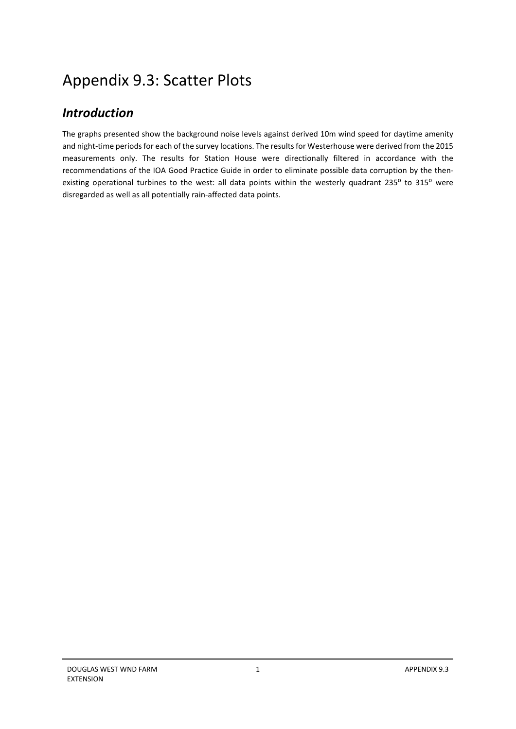# Appendix 9.3: Scatter Plots

## *Introduction*

The graphs presented show the background noise levels against derived 10m wind speed for daytime amenity and night-time periods for each of the survey locations. The results for Westerhouse were derived from the 2015 measurements only. The results for Station House were directionally filtered in accordance with the recommendations of the IOA Good Practice Guide in order to eliminate possible data corruption by the then-existing operational turbines to the west: all data points within the westerly quadrant 235º to 315º were disregarded as well as all potentially rain-affected data points.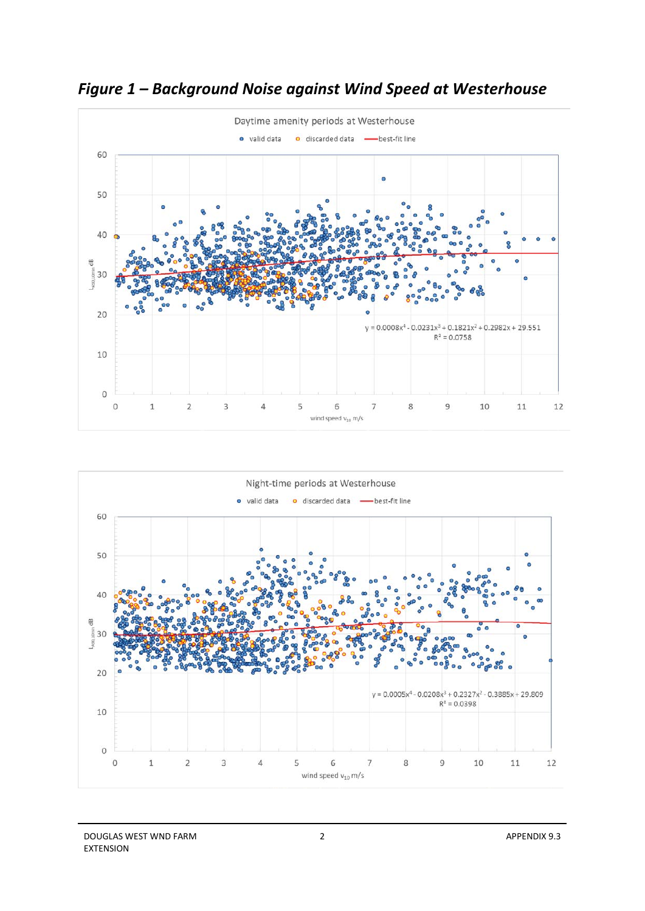## *Figure 1 – Background Noise against Wind Speed at Westerhouse*

Daytime amenity periods at Westerhouse

valid data · discarded data · best-fit line

$y = 0.0008x^4 - 0.0231x^3 + 0.1821x^2 + 0.2982x + 29.551$
$R^2 = 0.0758$

$L_{A90,10min}$ dB

wind speed $v_{10}$ m/s

Night-time periods at Westerhouse

valid data · discarded data · best-fit line

$y = 0.0005x^4 - 0.0208x^3 + 0.2327x^2 - 0.3885x + 29.809$
$R^2 = 0.0398$

$L_{A90,10min}$ dB

wind speed $v_{10}$ m/s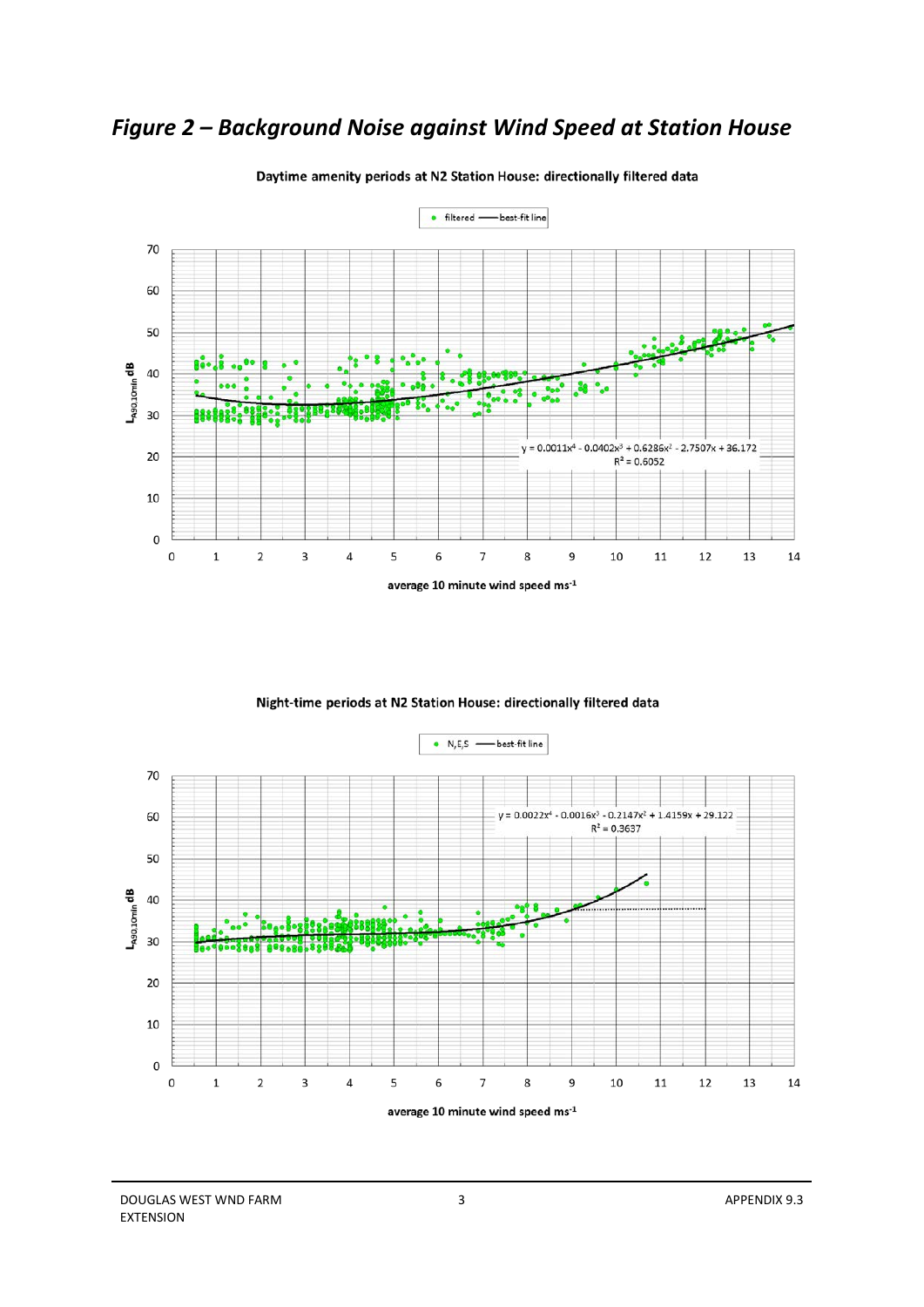## *Figure 2 – Background Noise against Wind Speed at Station House*

**Daytime amenity periods at N2 Station House: directionally filtered data**

Legend: filtered, best-fit line

$y = 0.0011x^4 - 0.0402x^3 + 0.6286x^2 - 2.7507x + 36.172$

$R^2 = 0.6052$

Y-axis: $L_{A90,10min}$ dB

X-axis: average 10 minute wind speed $ms^{-1}$

**Night-time periods at N2 Station House: directionally filtered data**

Legend: N,E,S, best-fit line

$y = 0.0022x^4 - 0.0016x^3 - 0.2147x^2 + 1.4159x + 29.122$

$R^2 = 0.3637$

Y-axis: $L_{A90,10min}$ dB

X-axis: average 10 minute wind speed $ms^{-1}$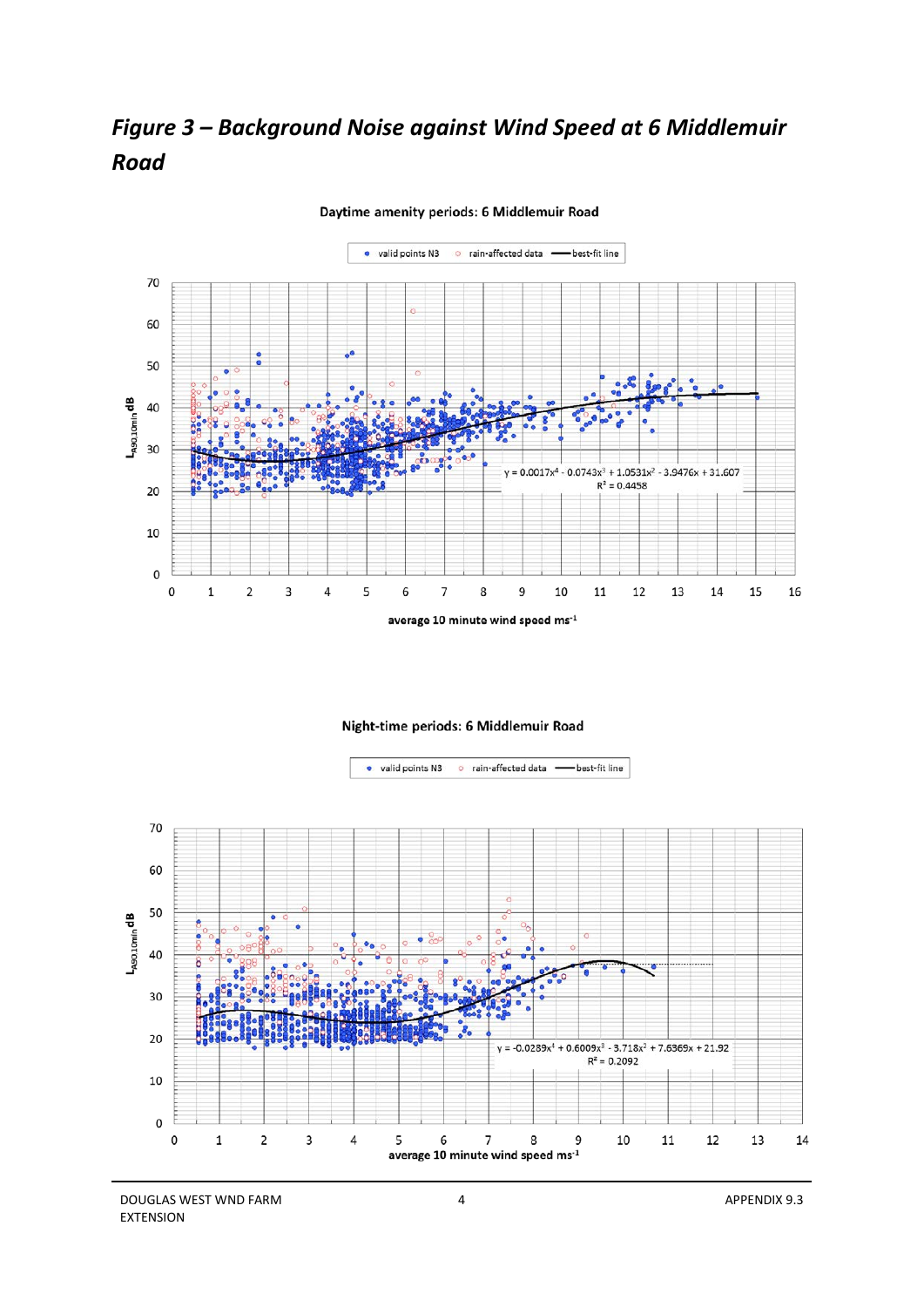# *Figure 3 – Background Noise against Wind Speed at 6 Middlemuir Road*

Daytime amenity periods: 6 Middlemuir Road

valid points N3 | rain-affected data | best-fit line

$L_{A90,10min}$ dB

average 10 minute wind speed $ms^{-1}$

$y = 0.0017x^4 - 0.0743x^3 + 1.0531x^2 - 3.9476x + 31.607$

$R^2 = 0.4458$

Night-time periods: 6 Middlemuir Road

valid points N3 | rain-affected data | best-fit line

$L_{A90,10min}$ dB

average 10 minute wind speed $ms^{-1}$

$y = -0.0289x^4 + 0.6009x^3 - 3.718x^2 + 7.6369x + 21.92$

$R^2 = 0.2092$